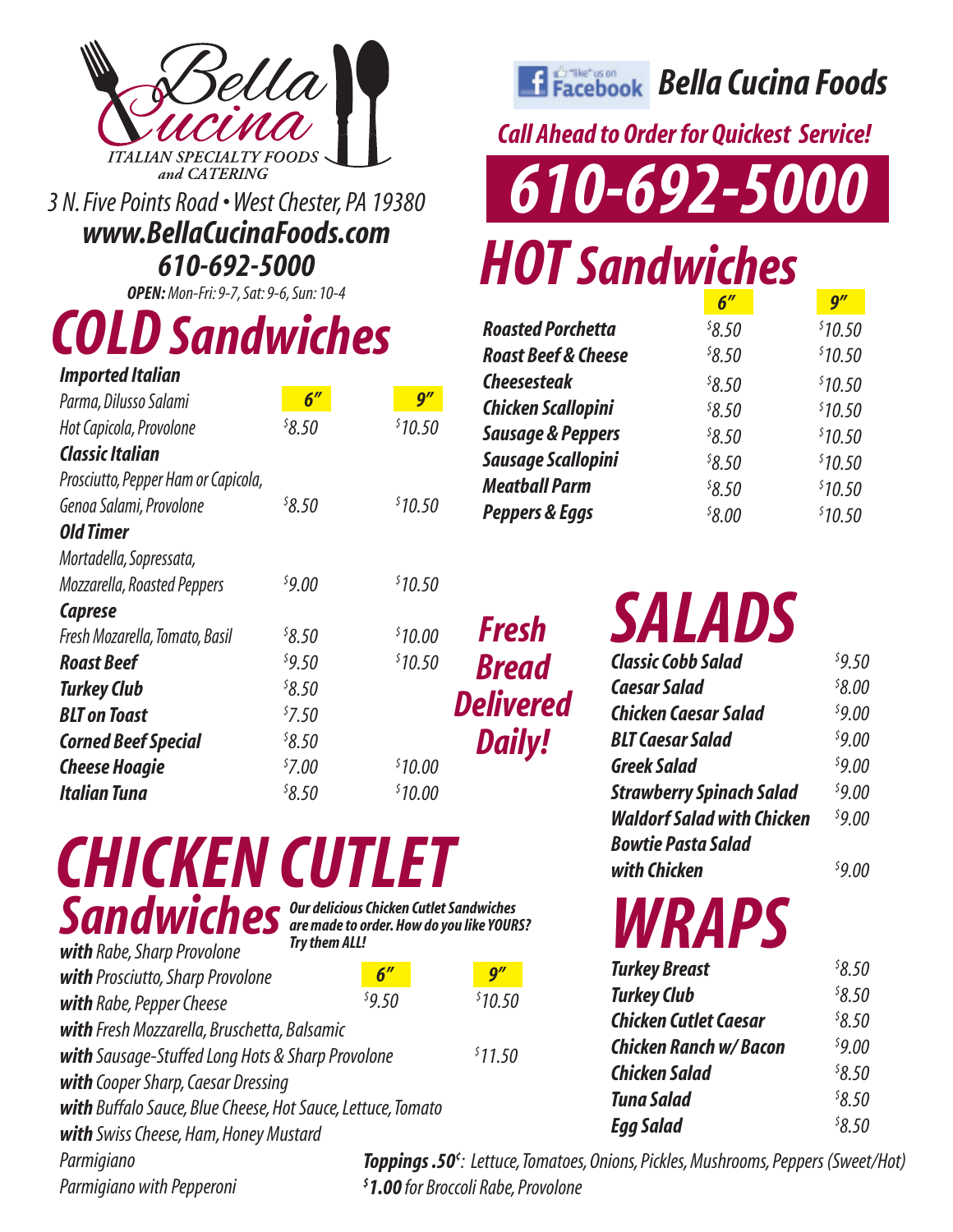# Bella Cucina

ITALIAN SPECIALTY FOODS and CATERING

*3 N. Five Points Road • West Chester, PA 19380*

***www.BellaCucinaFoods.com***

***610-692-5000***

***OPEN:*** *Mon-Fri: 9-7, Sat: 9-6, Sun: 10-4*

"like" us on Facebook **Bella Cucina Foods**

***Call Ahead to Order for Quickest Service!***

# 610-692-5000

## COLD Sandwiches

| | 6" | 9" |
|---|---|---|
| ***Imported Italian*** *Parma, Dilusso Salami, Hot Capicola, Provolone* | $8.50 | $10.50 |
| ***Classic Italian*** *Prosciutto, Pepper Ham or Capicola, Genoa Salami, Provolone* | $8.50 | $10.50 |
| ***Old Timer*** *Mortadella, Sopressata, Mozzarella, Roasted Peppers* | $9.00 | $10.50 |
| ***Caprese*** *Fresh Mozarella, Tomato, Basil* | $8.50 | $10.00 |
| ***Roast Beef*** | $9.50 | $10.50 |
| ***Turkey Club*** | $8.50 | |
| ***BLT on Toast*** | $7.50 | |
| ***Corned Beef Special*** | $8.50 | |
| ***Cheese Hoagie*** | $7.00 | $10.00 |
| ***Italian Tuna*** | $8.50 | $10.00 |

## CHICKEN CUTLET Sandwiches

***Our delicious Chicken Cutlet Sandwiches are made to order. How do you like YOURS? Try them ALL!***

| | 6" | 9" |
|---|---|---|
| ***with*** *Rabe, Sharp Provolone* | | |
| ***with*** *Prosciutto, Sharp Provolone* | $9.50 | $10.50 |
| ***with*** *Rabe, Pepper Cheese* | | |
| ***with*** *Fresh Mozzarella, Bruschetta, Balsamic* | | |
| ***with*** *Sausage-Stuffed Long Hots & Sharp Provolone* | | $11.50 |
| ***with*** *Cooper Sharp, Caesar Dressing* | | |
| ***with*** *Buffalo Sauce, Blue Cheese, Hot Sauce, Lettuce, Tomato* | | |
| ***with*** *Swiss Cheese, Ham, Honey Mustard* | | |
| *Parmigiano* | | |
| *Parmigiano with Pepperoni* | | |

## HOT Sandwiches

| | 6" | 9" |
|---|---|---|
| ***Roasted Porchetta*** | $8.50 | $10.50 |
| ***Roast Beef & Cheese*** | $8.50 | $10.50 |
| ***Cheesesteak*** | $8.50 | $10.50 |
| ***Chicken Scallopini*** | $8.50 | $10.50 |
| ***Sausage & Peppers*** | $8.50 | $10.50 |
| ***Sausage Scallopini*** | $8.50 | $10.50 |
| ***Meatball Parm*** | $8.50 | $10.50 |
| ***Peppers & Eggs*** | $8.00 | $10.50 |

***Fresh Bread Delivered Daily!***

## SALADS

| | |
|---|---|
| ***Classic Cobb Salad*** | $9.50 |
| ***Caesar Salad*** | $8.00 |
| ***Chicken Caesar Salad*** | $9.00 |
| ***BLT Caesar Salad*** | $9.00 |
| ***Greek Salad*** | $9.00 |
| ***Strawberry Spinach Salad*** | $9.00 |
| ***Waldorf Salad with Chicken*** | $9.00 |
| ***Bowtie Pasta Salad with Chicken*** | $9.00 |

## WRAPS

| | |
|---|---|
| ***Turkey Breast*** | $8.50 |
| ***Turkey Club*** | $8.50 |
| ***Chicken Cutlet Caesar*** | $8.50 |
| ***Chicken Ranch w/ Bacon*** | $9.00 |
| ***Chicken Salad*** | $8.50 |
| ***Tuna Salad*** | $8.50 |
| ***Egg Salad*** | $8.50 |

***Toppings .50¢:*** *Lettuce, Tomatoes, Onions, Pickles, Mushrooms, Peppers (Sweet/Hot)*

***$1.00*** *for Broccoli Rabe, Provolone*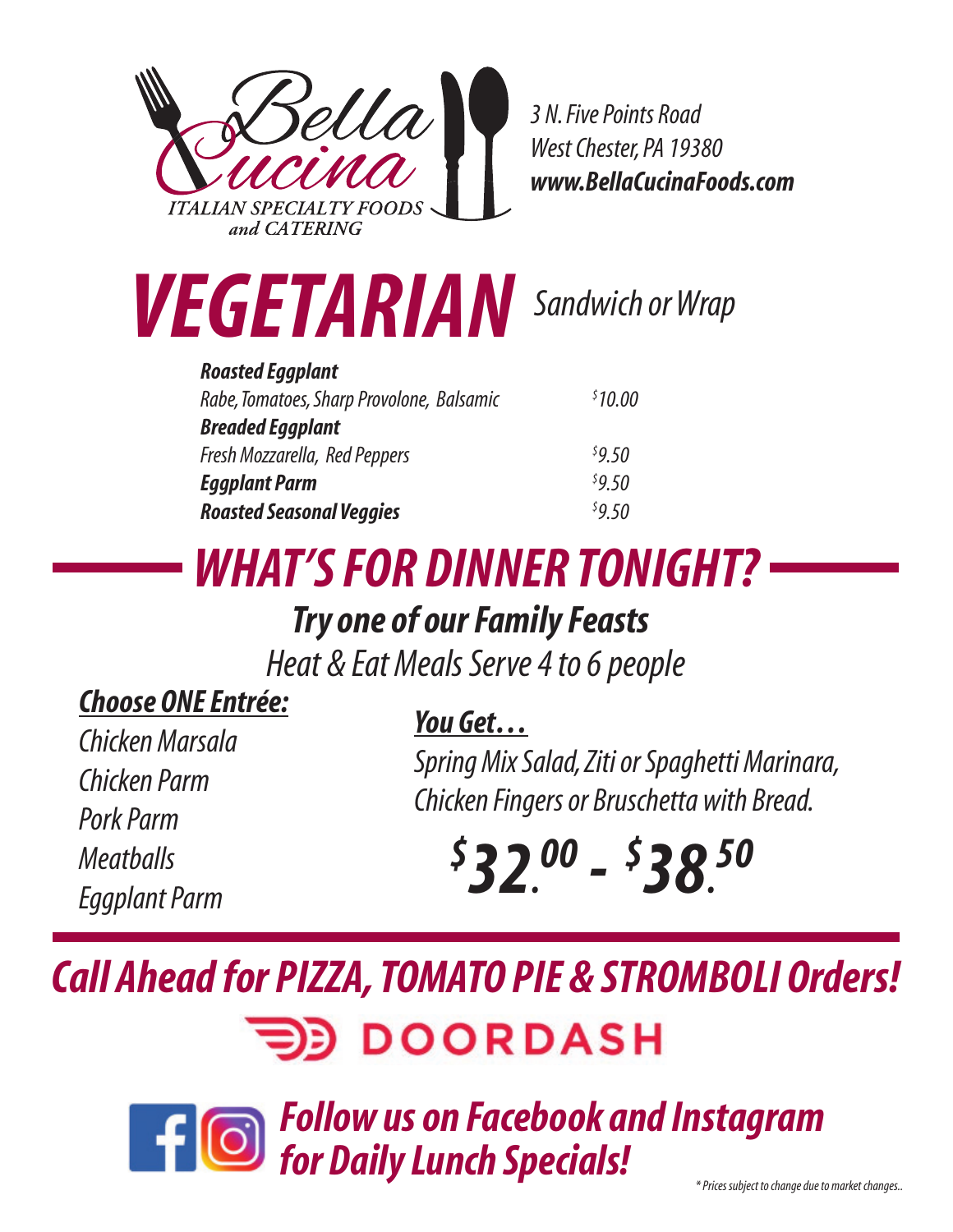Bella Cucina
ITALIAN SPECIALTY FOODS and CATERING

*3 N. Five Points Road*
*West Chester, PA 19380*
***www.BellaCucinaFoods.com***

# VEGETARIAN *Sandwich or Wrap*

| | |
|---|---|
| ***Roasted Eggplant*** | |
| *Rabe, Tomatoes, Sharp Provolone, Balsamic* | *$10.00* |
| ***Breaded Eggplant*** | |
| *Fresh Mozzarella, Red Peppers* | *$9.50* |
| ***Eggplant Parm*** | *$9.50* |
| ***Roasted Seasonal Veggies*** | *$9.50* |

# WHAT'S FOR DINNER TONIGHT?

## *Try one of our Family Feasts*

*Heat & Eat Meals Serve 4 to 6 people*

***Choose ONE Entrée:***

*Chicken Marsala*
*Chicken Parm*
*Pork Parm*
*Meatballs*
*Eggplant Parm*

***You Get…***

*Spring Mix Salad, Ziti or Spaghetti Marinara, Chicken Fingers or Bruschetta with Bread.*

***$32.00 - $38.50***

# *Call Ahead for PIZZA, TOMATO PIE & STROMBOLI Orders!*

DOORDASH

***Follow us on Facebook and Instagram for Daily Lunch Specials!***

** Prices subject to change due to market changes..*